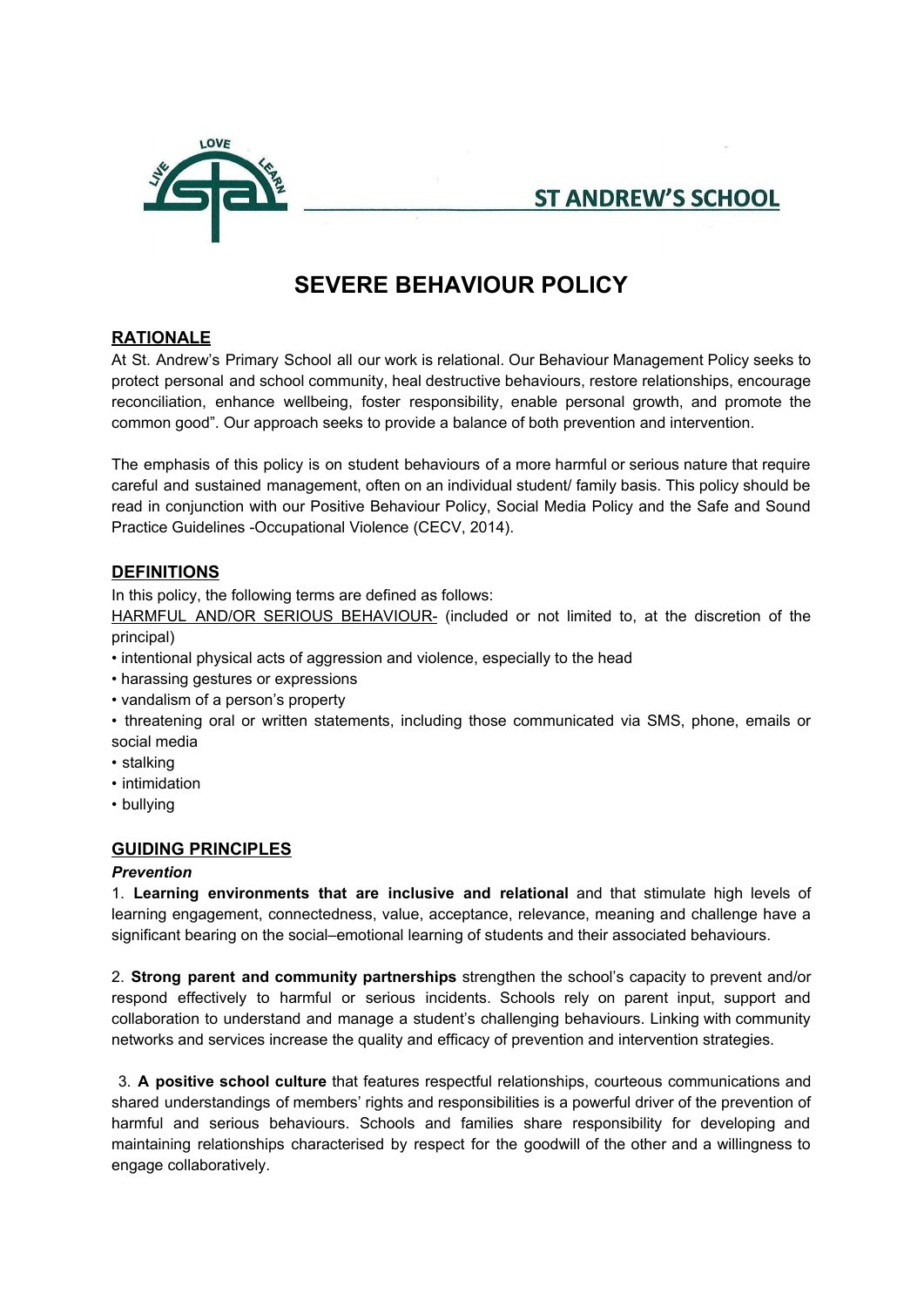ST ANDREW'S SCHOOL

# SEVERE BEHAVIOUR POLICY

## RATIONALE

At St. Andrew's Primary School all our work is relational. Our Behaviour Management Policy seeks to protect personal and school community, heal destructive behaviours, restore relationships, encourage reconciliation, enhance wellbeing, foster responsibility, enable personal growth, and promote the common good". Our approach seeks to provide a balance of both prevention and intervention.

The emphasis of this policy is on student behaviours of a more harmful or serious nature that require careful and sustained management, often on an individual student/ family basis. This policy should be read in conjunction with our Positive Behaviour Policy, Social Media Policy and the Safe and Sound Practice Guidelines -Occupational Violence (CECV, 2014).

## DEFINITIONS

In this policy, the following terms are defined as follows:

HARMFUL AND/OR SERIOUS BEHAVIOUR- (included or not limited to, at the discretion of the principal)

- intentional physical acts of aggression and violence, especially to the head
- harassing gestures or expressions
- vandalism of a person's property
- threatening oral or written statements, including those communicated via SMS, phone, emails or social media
- stalking
- intimidation
- bullying

## GUIDING PRINCIPLES

### *Prevention*

1. **Learning environments that are inclusive and relational** and that stimulate high levels of learning engagement, connectedness, value, acceptance, relevance, meaning and challenge have a significant bearing on the social–emotional learning of students and their associated behaviours.

2. **Strong parent and community partnerships** strengthen the school's capacity to prevent and/or respond effectively to harmful or serious incidents. Schools rely on parent input, support and collaboration to understand and manage a student's challenging behaviours. Linking with community networks and services increase the quality and efficacy of prevention and intervention strategies.

3. **A positive school culture** that features respectful relationships, courteous communications and shared understandings of members' rights and responsibilities is a powerful driver of the prevention of harmful and serious behaviours. Schools and families share responsibility for developing and maintaining relationships characterised by respect for the goodwill of the other and a willingness to engage collaboratively.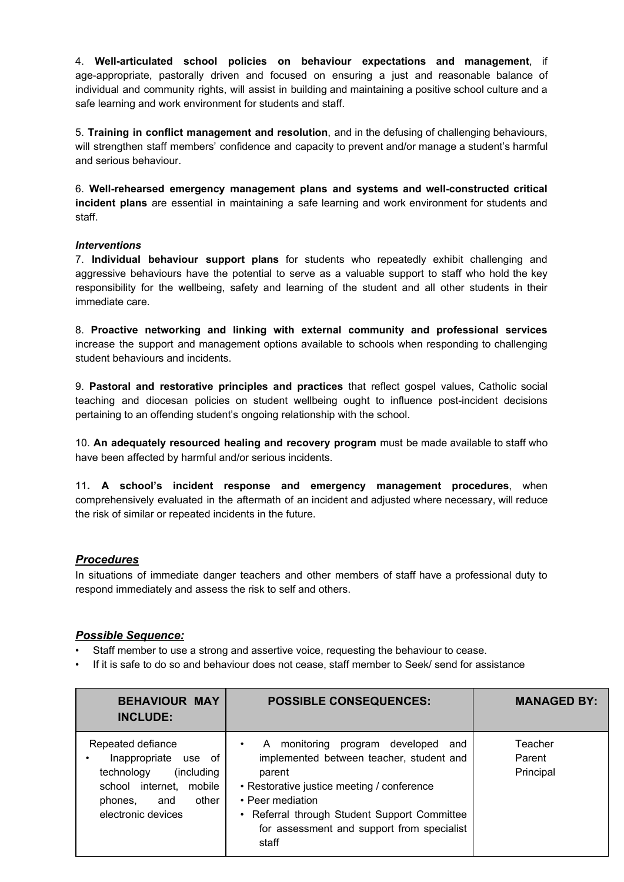4. **Well-articulated school policies on behaviour expectations and management**, if age-appropriate, pastorally driven and focused on ensuring a just and reasonable balance of individual and community rights, will assist in building and maintaining a positive school culture and a safe learning and work environment for students and staff.

5. **Training in conflict management and resolution**, and in the defusing of challenging behaviours, will strengthen staff members' confidence and capacity to prevent and/or manage a student's harmful and serious behaviour.

6. **Well-rehearsed emergency management plans and systems and well-constructed critical incident plans** are essential in maintaining a safe learning and work environment for students and staff.

***Interventions***

7. **Individual behaviour support plans** for students who repeatedly exhibit challenging and aggressive behaviours have the potential to serve as a valuable support to staff who hold the key responsibility for the wellbeing, safety and learning of the student and all other students in their immediate care.

8. **Proactive networking and linking with external community and professional services** increase the support and management options available to schools when responding to challenging student behaviours and incidents.

9. **Pastoral and restorative principles and practices** that reflect gospel values, Catholic social teaching and diocesan policies on student wellbeing ought to influence post-incident decisions pertaining to an offending student's ongoing relationship with the school.

10. **An adequately resourced healing and recovery program** must be made available to staff who have been affected by harmful and/or serious incidents.

11**. A school's incident response and emergency management procedures**, when comprehensively evaluated in the aftermath of an incident and adjusted where necessary, will reduce the risk of similar or repeated incidents in the future.

## ***Procedures***

In situations of immediate danger teachers and other members of staff have a professional duty to respond immediately and assess the risk to self and others.

### ***Possible Sequence:***

- Staff member to use a strong and assertive voice, requesting the behaviour to cease.
- If it is safe to do so and behaviour does not cease, staff member to Seek/ send for assistance

| BEHAVIOUR MAY INCLUDE: | POSSIBLE CONSEQUENCES: | MANAGED BY: |
|---|---|---|
| Repeated defiance<br>• Inappropriate use of technology (including school internet, mobile phones, and other electronic devices | • A monitoring program developed and implemented between teacher, student and parent<br>• Restorative justice meeting / conference<br>• Peer mediation<br>• Referral through Student Support Committee for assessment and support from specialist staff | Teacher<br>Parent<br>Principal |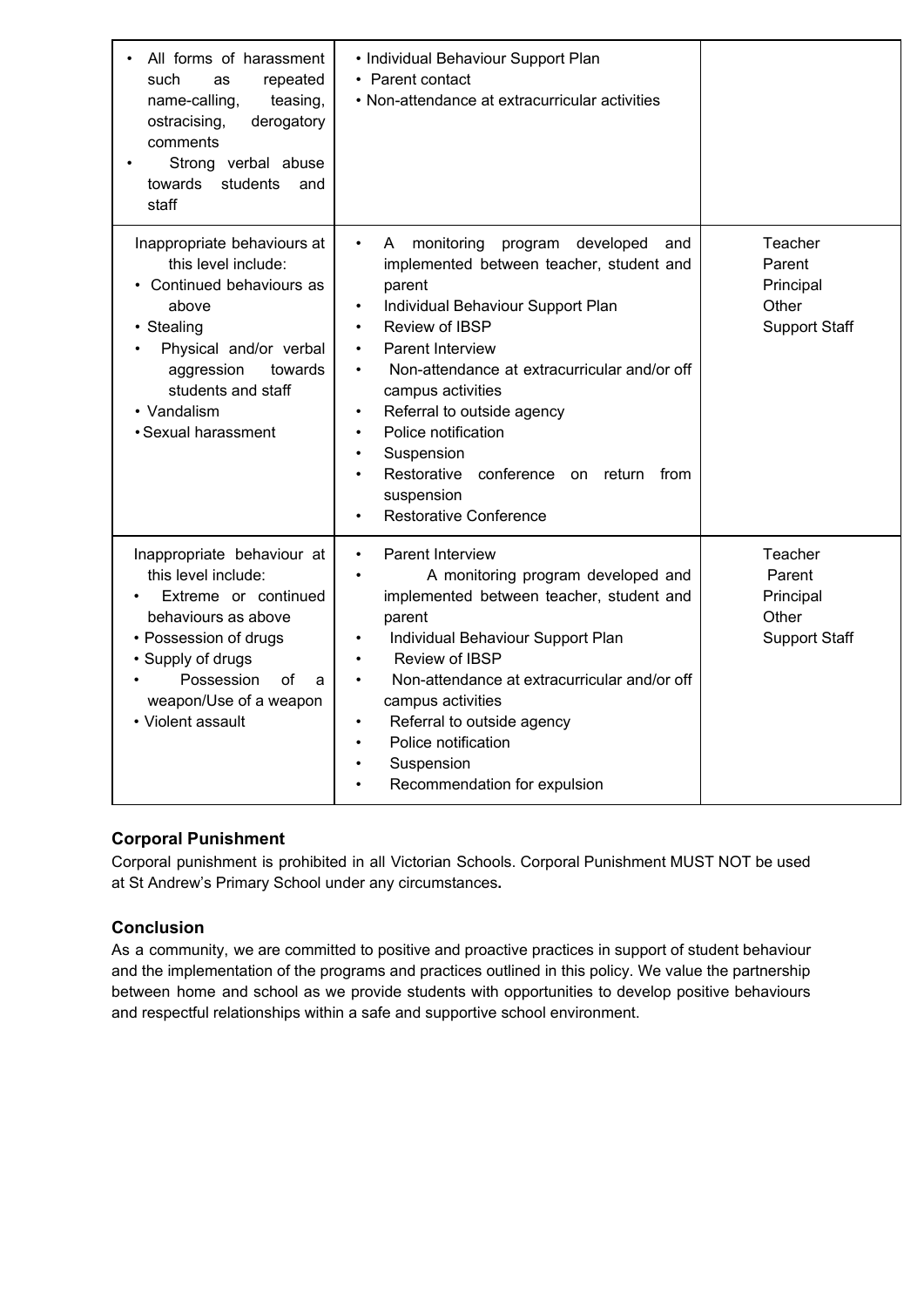| | | |
|---|---|---|
| • All forms of harassment such as repeated name-calling, teasing, ostracising, derogatory comments<br>• Strong verbal abuse towards students and staff | • Individual Behaviour Support Plan<br>• Parent contact<br>• Non-attendance at extracurricular activities | |
| Inappropriate behaviours at this level include:<br>• Continued behaviours as above<br>• Stealing<br>• Physical and/or verbal aggression towards students and staff<br>• Vandalism<br>• Sexual harassment | • A monitoring program developed and implemented between teacher, student and parent<br>• Individual Behaviour Support Plan<br>• Review of IBSP<br>• Parent Interview<br>• Non-attendance at extracurricular and/or off campus activities<br>• Referral to outside agency<br>• Police notification<br>• Suspension<br>• Restorative conference on return from suspension<br>• Restorative Conference | Teacher<br>Parent<br>Principal<br>Other<br>Support Staff |
| Inappropriate behaviour at this level include:<br>• Extreme or continued behaviours as above<br>• Possession of drugs<br>• Supply of drugs<br>• Possession of a weapon/Use of a weapon<br>• Violent assault | • Parent Interview<br>• A monitoring program developed and implemented between teacher, student and parent<br>• Individual Behaviour Support Plan<br>• Review of IBSP<br>• Non-attendance at extracurricular and/or off campus activities<br>• Referral to outside agency<br>• Police notification<br>• Suspension<br>• Recommendation for expulsion | Teacher<br>Parent<br>Principal<br>Other<br>Support Staff |

### Corporal Punishment

Corporal punishment is prohibited in all Victorian Schools. Corporal Punishment MUST NOT be used at St Andrew's Primary School under any circumstances**.**

### Conclusion

As a community, we are committed to positive and proactive practices in support of student behaviour and the implementation of the programs and practices outlined in this policy. We value the partnership between home and school as we provide students with opportunities to develop positive behaviours and respectful relationships within a safe and supportive school environment.